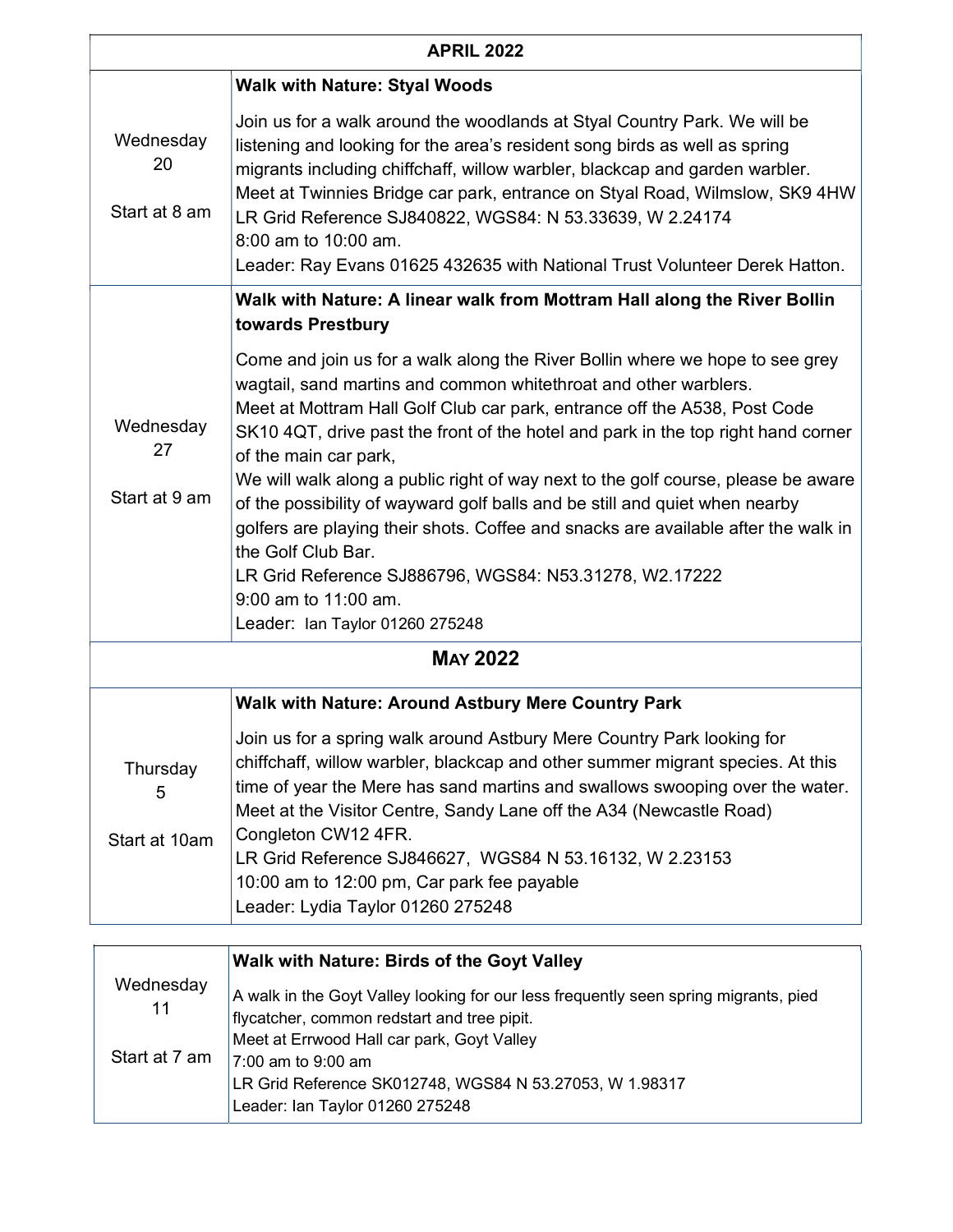| APRIL 2022 | |
|---|---|
| Wednesday 20<br><br>Start at 8 am | **Walk with Nature: Styal Woods**<br><br>Join us for a walk around the woodlands at Styal Country Park. We will be listening and looking for the area's resident song birds as well as spring migrants including chiffchaff, willow warbler, blackcap and garden warbler.<br>Meet at Twinnies Bridge car park, entrance on Styal Road, Wilmslow, SK9 4HW<br>LR Grid Reference SJ840822, WGS84: N 53.33639, W 2.24174<br>8:00 am to 10:00 am.<br>Leader: Ray Evans 01625 432635 with National Trust Volunteer Derek Hatton. |
| Wednesday 27<br><br>Start at 9 am | **Walk with Nature: A linear walk from Mottram Hall along the River Bollin towards Prestbury**<br><br>Come and join us for a walk along the River Bollin where we hope to see grey wagtail, sand martins and common whitethroat and other warblers.<br>Meet at Mottram Hall Golf Club car park, entrance off the A538, Post Code SK10 4QT, drive past the front of the hotel and park in the top right hand corner of the main car park,<br>We will walk along a public right of way next to the golf course, please be aware of the possibility of wayward golf balls and be still and quiet when nearby golfers are playing their shots. Coffee and snacks are available after the walk in the Golf Club Bar.<br>LR Grid Reference SJ886796, WGS84: N53.31278, W2.17222<br>9:00 am to 11:00 am.<br>Leader: Ian Taylor 01260 275248 |
| **MAY 2022** | |
| Thursday 5<br><br>Start at 10am | **Walk with Nature: Around Astbury Mere Country Park**<br><br>Join us for a spring walk around Astbury Mere Country Park looking for chiffchaff, willow warbler, blackcap and other summer migrant species. At this time of year the Mere has sand martins and swallows swooping over the water.<br>Meet at the Visitor Centre, Sandy Lane off the A34 (Newcastle Road) Congleton CW12 4FR.<br>LR Grid Reference SJ846627, WGS84 N 53.16132, W 2.23153<br>10:00 am to 12:00 pm, Car park fee payable<br>Leader: Lydia Taylor 01260 275248 |
| Wednesday 11<br><br>Start at 7 am | **Walk with Nature: Birds of the Goyt Valley**<br><br>A walk in the Goyt Valley looking for our less frequently seen spring migrants, pied flycatcher, common redstart and tree pipit.<br>Meet at Errwood Hall car park, Goyt Valley<br>7:00 am to 9:00 am<br>LR Grid Reference SK012748, WGS84 N 53.27053, W 1.98317<br>Leader: Ian Taylor 01260 275248 |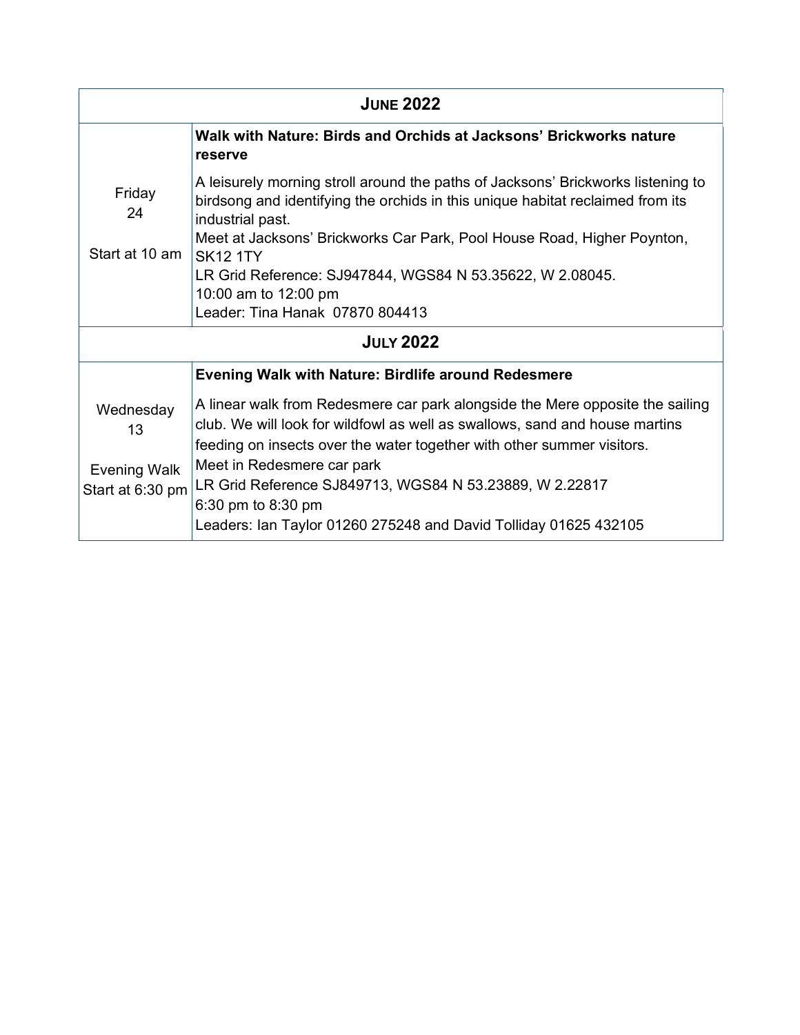| | |
|---|---|
| **JUNE 2022** | |
| Friday 24<br><br>Start at 10 am | **Walk with Nature: Birds and Orchids at Jacksons' Brickworks nature reserve**<br><br>A leisurely morning stroll around the paths of Jacksons' Brickworks listening to birdsong and identifying the orchids in this unique habitat reclaimed from its industrial past.<br>Meet at Jacksons' Brickworks Car Park, Pool House Road, Higher Poynton, SK12 1TY<br>LR Grid Reference: SJ947844, WGS84 N 53.35622, W 2.08045.<br>10:00 am to 12:00 pm<br>Leader: Tina Hanak 07870 804413 |
| **JULY 2022** | |
| Wednesday 13<br><br>Evening Walk Start at 6:30 pm | **Evening Walk with Nature: Birdlife around Redesmere**<br><br>A linear walk from Redesmere car park alongside the Mere opposite the sailing club. We will look for wildfowl as well as swallows, sand and house martins feeding on insects over the water together with other summer visitors.<br>Meet in Redesmere car park<br>LR Grid Reference SJ849713, WGS84 N 53.23889, W 2.22817<br>6:30 pm to 8:30 pm<br>Leaders: Ian Taylor 01260 275248 and David Tolliday 01625 432105 |